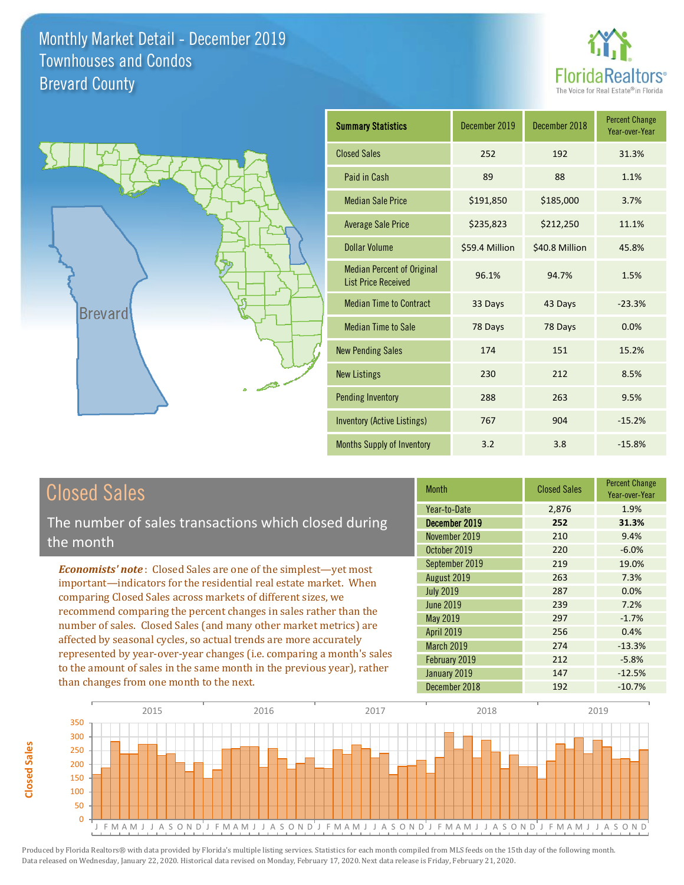# Monthly Market Detail - December 2019
## Townhouses and Condos
## Brevard County

FloridaRealtors® The Voice for Real Estate® in Florida

| Summary Statistics | December 2019 | December 2018 | Percent Change Year-over-Year |
|---|---|---|---|
| Closed Sales | 252 | 192 | 31.3% |
| Paid in Cash | 89 | 88 | 1.1% |
| Median Sale Price | $191,850 | $185,000 | 3.7% |
| Average Sale Price | $235,823 | $212,250 | 11.1% |
| Dollar Volume | $59.4 Million | $40.8 Million | 45.8% |
| Median Percent of Original List Price Received | 96.1% | 94.7% | 1.5% |
| Median Time to Contract | 33 Days | 43 Days | -23.3% |
| Median Time to Sale | 78 Days | 78 Days | 0.0% |
| New Pending Sales | 174 | 151 | 15.2% |
| New Listings | 230 | 212 | 8.5% |
| Pending Inventory | 288 | 263 | 9.5% |
| Inventory (Active Listings) | 767 | 904 | -15.2% |
| Months Supply of Inventory | 3.2 | 3.8 | -15.8% |

## Closed Sales

The number of sales transactions which closed during the month

*Economists' note*: Closed Sales are one of the simplest—yet most important—indicators for the residential real estate market. When comparing Closed Sales across markets of different sizes, we recommend comparing the percent changes in sales rather than the number of sales. Closed Sales (and many other market metrics) are affected by seasonal cycles, so actual trends are more accurately represented by year-over-year changes (i.e. comparing a month's sales to the amount of sales in the same month in the previous year), rather than changes from one month to the next.

| Month | Closed Sales | Percent Change Year-over-Year |
|---|---|---|
| Year-to-Date | 2,876 | 1.9% |
| **December 2019** | **252** | **31.3%** |
| November 2019 | 210 | 9.4% |
| October 2019 | 220 | -6.0% |
| September 2019 | 219 | 19.0% |
| August 2019 | 263 | 7.3% |
| July 2019 | 287 | 0.0% |
| June 2019 | 239 | 7.2% |
| May 2019 | 297 | -1.7% |
| April 2019 | 256 | 0.4% |
| March 2019 | 274 | -13.3% |
| February 2019 | 212 | -5.8% |
| January 2019 | 147 | -12.5% |
| December 2018 | 192 | -10.7% |

Produced by Florida Realtors® with data provided by Florida's multiple listing services. Statistics for each month compiled from MLS feeds on the 15th day of the following month. Data released on Wednesday, January 22, 2020. Historical data revised on Monday, February 17, 2020. Next data release is Friday, February 21, 2020.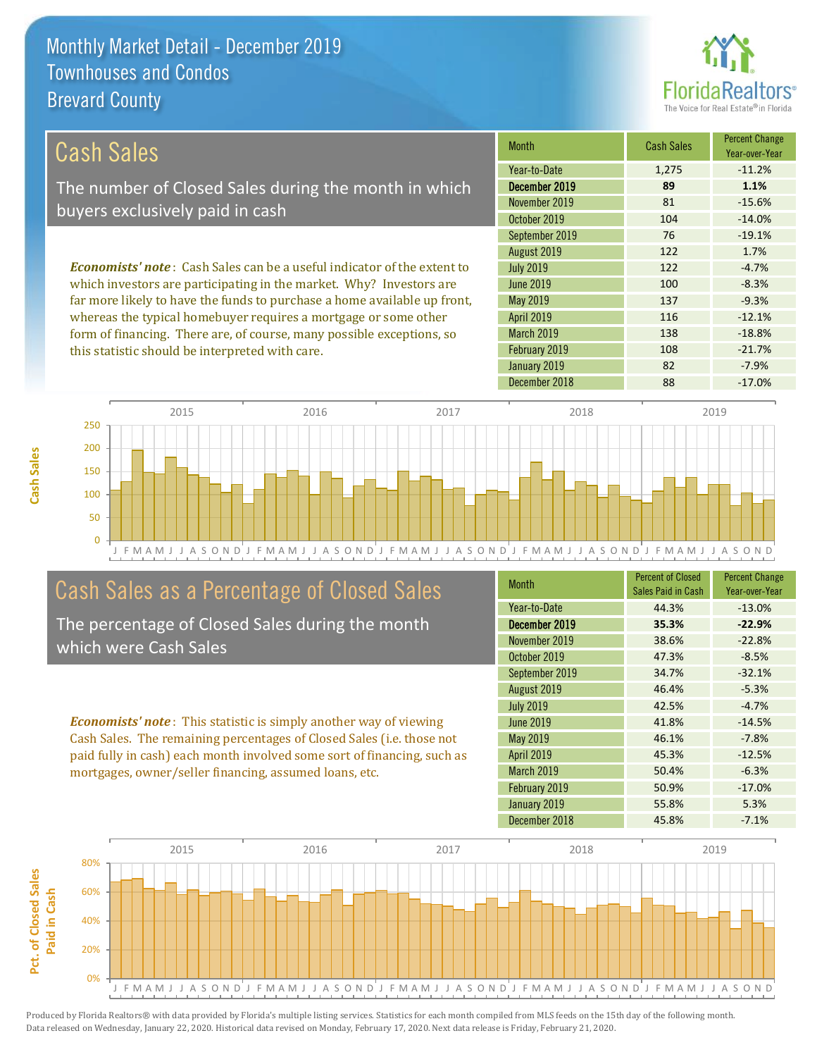# Monthly Market Detail - December 2019
## Townhouses and Condos
## Brevard County

## Cash Sales

The number of Closed Sales during the month in which buyers exclusively paid in cash

*Economists' note*: Cash Sales can be a useful indicator of the extent to which investors are participating in the market. Why? Investors are far more likely to have the funds to purchase a home available up front, whereas the typical homebuyer requires a mortgage or some other form of financing. There are, of course, many possible exceptions, so this statistic should be interpreted with care.

| Month | Cash Sales | Percent Change Year-over-Year |
|---|---|---|
| Year-to-Date | 1,275 | -11.2% |
| **December 2019** | **89** | **1.1%** |
| November 2019 | 81 | -15.6% |
| October 2019 | 104 | -14.0% |
| September 2019 | 76 | -19.1% |
| August 2019 | 122 | 1.7% |
| July 2019 | 122 | -4.7% |
| June 2019 | 100 | -8.3% |
| May 2019 | 137 | -9.3% |
| April 2019 | 116 | -12.1% |
| March 2019 | 138 | -18.8% |
| February 2019 | 108 | -21.7% |
| January 2019 | 82 | -7.9% |
| December 2018 | 88 | -17.0% |

## Cash Sales as a Percentage of Closed Sales

The percentage of Closed Sales during the month which were Cash Sales

*Economists' note*: This statistic is simply another way of viewing Cash Sales. The remaining percentages of Closed Sales (i.e. those not paid fully in cash) each month involved some sort of financing, such as mortgages, owner/seller financing, assumed loans, etc.

| Month | Percent of Closed Sales Paid in Cash | Percent Change Year-over-Year |
|---|---|---|
| Year-to-Date | 44.3% | -13.0% |
| **December 2019** | **35.3%** | **-22.9%** |
| November 2019 | 38.6% | -22.8% |
| October 2019 | 47.3% | -8.5% |
| September 2019 | 34.7% | -32.1% |
| August 2019 | 46.4% | -5.3% |
| July 2019 | 42.5% | -4.7% |
| June 2019 | 41.8% | -14.5% |
| May 2019 | 46.1% | -7.8% |
| April 2019 | 45.3% | -12.5% |
| March 2019 | 50.4% | -6.3% |
| February 2019 | 50.9% | -17.0% |
| January 2019 | 55.8% | 5.3% |
| December 2018 | 45.8% | -7.1% |

Produced by Florida Realtors® with data provided by Florida's multiple listing services. Statistics for each month compiled from MLS feeds on the 15th day of the following month. Data released on Wednesday, January 22, 2020. Historical data revised on Monday, February 17, 2020. Next data release is Friday, February 21, 2020.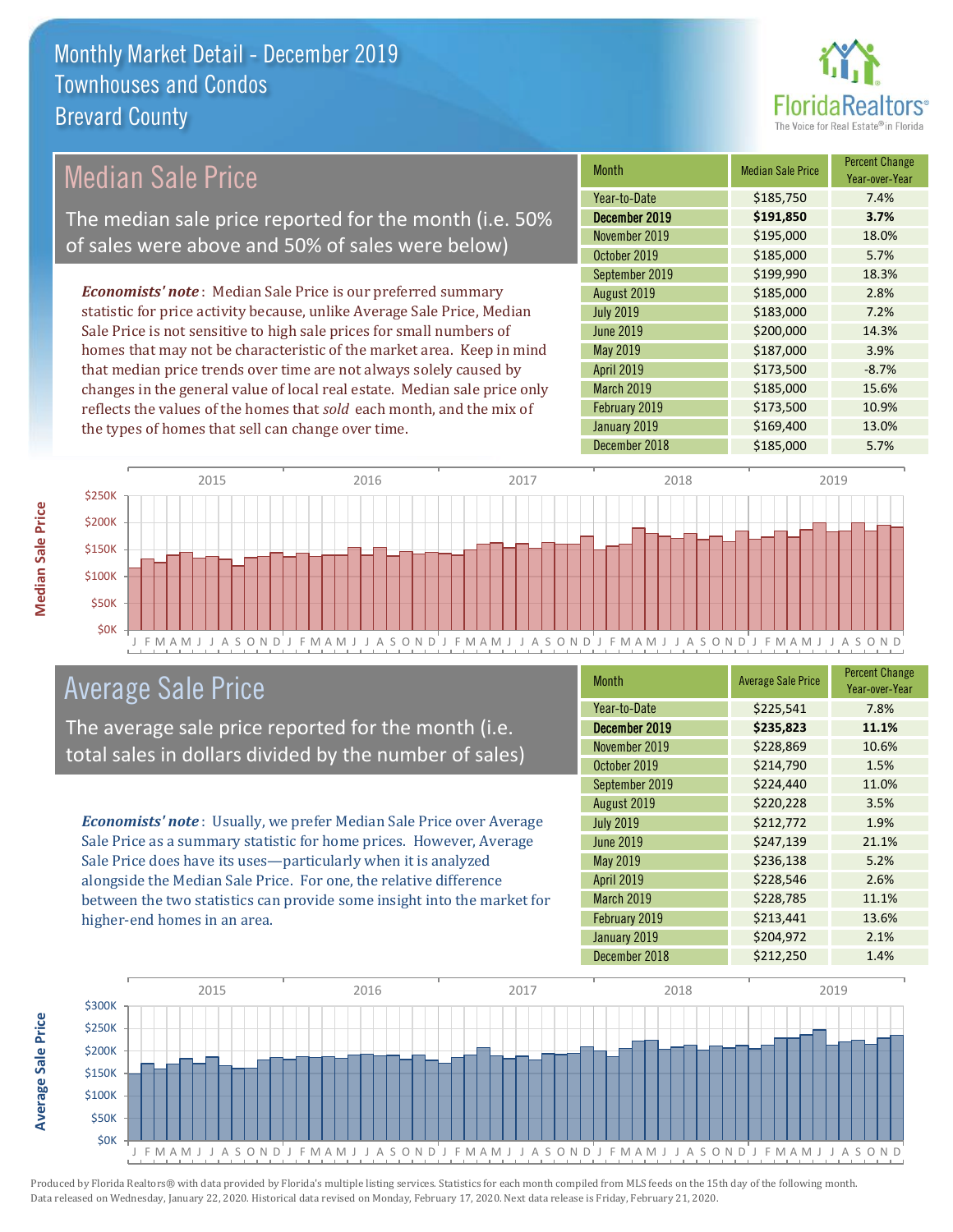# Monthly Market Detail - December 2019
## Townhouses and Condos
## Brevard County

## Median Sale Price

The median sale price reported for the month (i.e. 50% of sales were above and 50% of sales were below)

*Economists' note*: Median Sale Price is our preferred summary statistic for price activity because, unlike Average Sale Price, Median Sale Price is not sensitive to high sale prices for small numbers of homes that may not be characteristic of the market area. Keep in mind that median price trends over time are not always solely caused by changes in the general value of local real estate. Median sale price only reflects the values of the homes that *sold* each month, and the mix of the types of homes that sell can change over time.

| Month | Median Sale Price | Percent Change Year-over-Year |
|---|---|---|
| Year-to-Date | $185,750 | 7.4% |
| **December 2019** | **$191,850** | **3.7%** |
| November 2019 | $195,000 | 18.0% |
| October 2019 | $185,000 | 5.7% |
| September 2019 | $199,990 | 18.3% |
| August 2019 | $185,000 | 2.8% |
| July 2019 | $183,000 | 7.2% |
| June 2019 | $200,000 | 14.3% |
| May 2019 | $187,000 | 3.9% |
| April 2019 | $173,500 | -8.7% |
| March 2019 | $185,000 | 15.6% |
| February 2019 | $173,500 | 10.9% |
| January 2019 | $169,400 | 13.0% |
| December 2018 | $185,000 | 5.7% |

## Average Sale Price

The average sale price reported for the month (i.e. total sales in dollars divided by the number of sales)

*Economists' note*: Usually, we prefer Median Sale Price over Average Sale Price as a summary statistic for home prices. However, Average Sale Price does have its uses—particularly when it is analyzed alongside the Median Sale Price. For one, the relative difference between the two statistics can provide some insight into the market for higher-end homes in an area.

| Month | Average Sale Price | Percent Change Year-over-Year |
|---|---|---|
| Year-to-Date | $225,541 | 7.8% |
| **December 2019** | **$235,823** | **11.1%** |
| November 2019 | $228,869 | 10.6% |
| October 2019 | $214,790 | 1.5% |
| September 2019 | $224,440 | 11.0% |
| August 2019 | $220,228 | 3.5% |
| July 2019 | $212,772 | 1.9% |
| June 2019 | $247,139 | 21.1% |
| May 2019 | $236,138 | 5.2% |
| April 2019 | $228,546 | 2.6% |
| March 2019 | $228,785 | 11.1% |
| February 2019 | $213,441 | 13.6% |
| January 2019 | $204,972 | 2.1% |
| December 2018 | $212,250 | 1.4% |

Produced by Florida Realtors® with data provided by Florida's multiple listing services. Statistics for each month compiled from MLS feeds on the 15th day of the following month. Data released on Wednesday, January 22, 2020. Historical data revised on Monday, February 17, 2020. Next data release is Friday, February 21, 2020.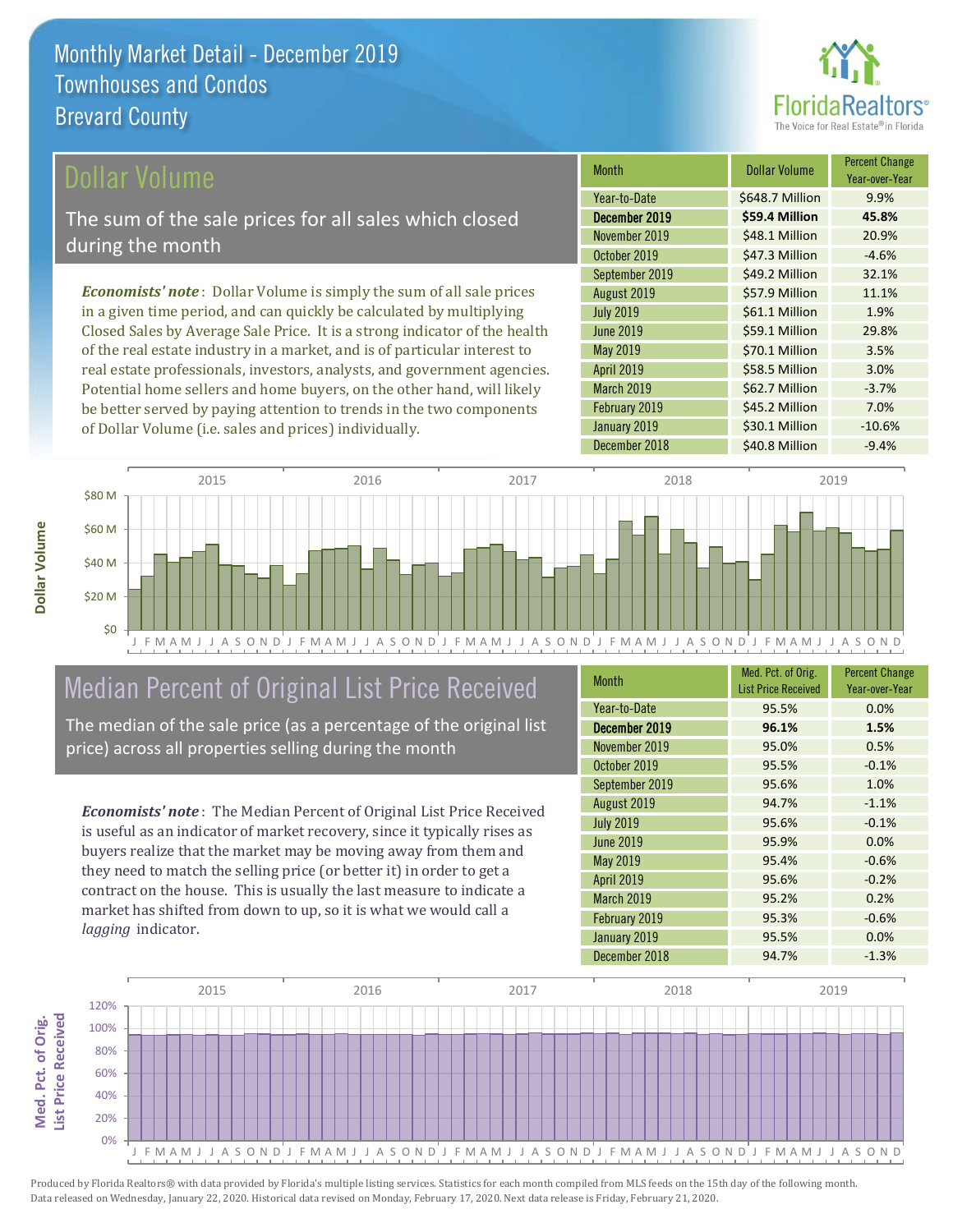# Monthly Market Detail - December 2019
## Townhouses and Condos
## Brevard County

## Dollar Volume

The sum of the sale prices for all sales which closed during the month

*Economists' note*: Dollar Volume is simply the sum of all sale prices in a given time period, and can quickly be calculated by multiplying Closed Sales by Average Sale Price. It is a strong indicator of the health of the real estate industry in a market, and is of particular interest to real estate professionals, investors, analysts, and government agencies. Potential home sellers and home buyers, on the other hand, will likely be better served by paying attention to trends in the two components of Dollar Volume (i.e. sales and prices) individually.

| Month | Dollar Volume | Percent Change Year-over-Year |
|---|---|---|
| Year-to-Date | $648.7 Million | 9.9% |
| **December 2019** | **$59.4 Million** | **45.8%** |
| November 2019 | $48.1 Million | 20.9% |
| October 2019 | $47.3 Million | -4.6% |
| September 2019 | $49.2 Million | 32.1% |
| August 2019 | $57.9 Million | 11.1% |
| July 2019 | $61.1 Million | 1.9% |
| June 2019 | $59.1 Million | 29.8% |
| May 2019 | $70.1 Million | 3.5% |
| April 2019 | $58.5 Million | 3.0% |
| March 2019 | $62.7 Million | -3.7% |
| February 2019 | $45.2 Million | 7.0% |
| January 2019 | $30.1 Million | -10.6% |
| December 2018 | $40.8 Million | -9.4% |

## Median Percent of Original List Price Received

The median of the sale price (as a percentage of the original list price) across all properties selling during the month

*Economists' note*: The Median Percent of Original List Price Received is useful as an indicator of market recovery, since it typically rises as buyers realize that the market may be moving away from them and they need to match the selling price (or better it) in order to get a contract on the house. This is usually the last measure to indicate a market has shifted from down to up, so it is what we would call a *lagging* indicator.

| Month | Med. Pct. of Orig. List Price Received | Percent Change Year-over-Year |
|---|---|---|
| Year-to-Date | 95.5% | 0.0% |
| **December 2019** | **96.1%** | **1.5%** |
| November 2019 | 95.0% | 0.5% |
| October 2019 | 95.5% | -0.1% |
| September 2019 | 95.6% | 1.0% |
| August 2019 | 94.7% | -1.1% |
| July 2019 | 95.6% | -0.1% |
| June 2019 | 95.9% | 0.0% |
| May 2019 | 95.4% | -0.6% |
| April 2019 | 95.6% | -0.2% |
| March 2019 | 95.2% | 0.2% |
| February 2019 | 95.3% | -0.6% |
| January 2019 | 95.5% | 0.0% |
| December 2018 | 94.7% | -1.3% |

Produced by Florida Realtors® with data provided by Florida's multiple listing services. Statistics for each month compiled from MLS feeds on the 15th day of the following month. Data released on Wednesday, January 22, 2020. Historical data revised on Monday, February 17, 2020. Next data release is Friday, February 21, 2020.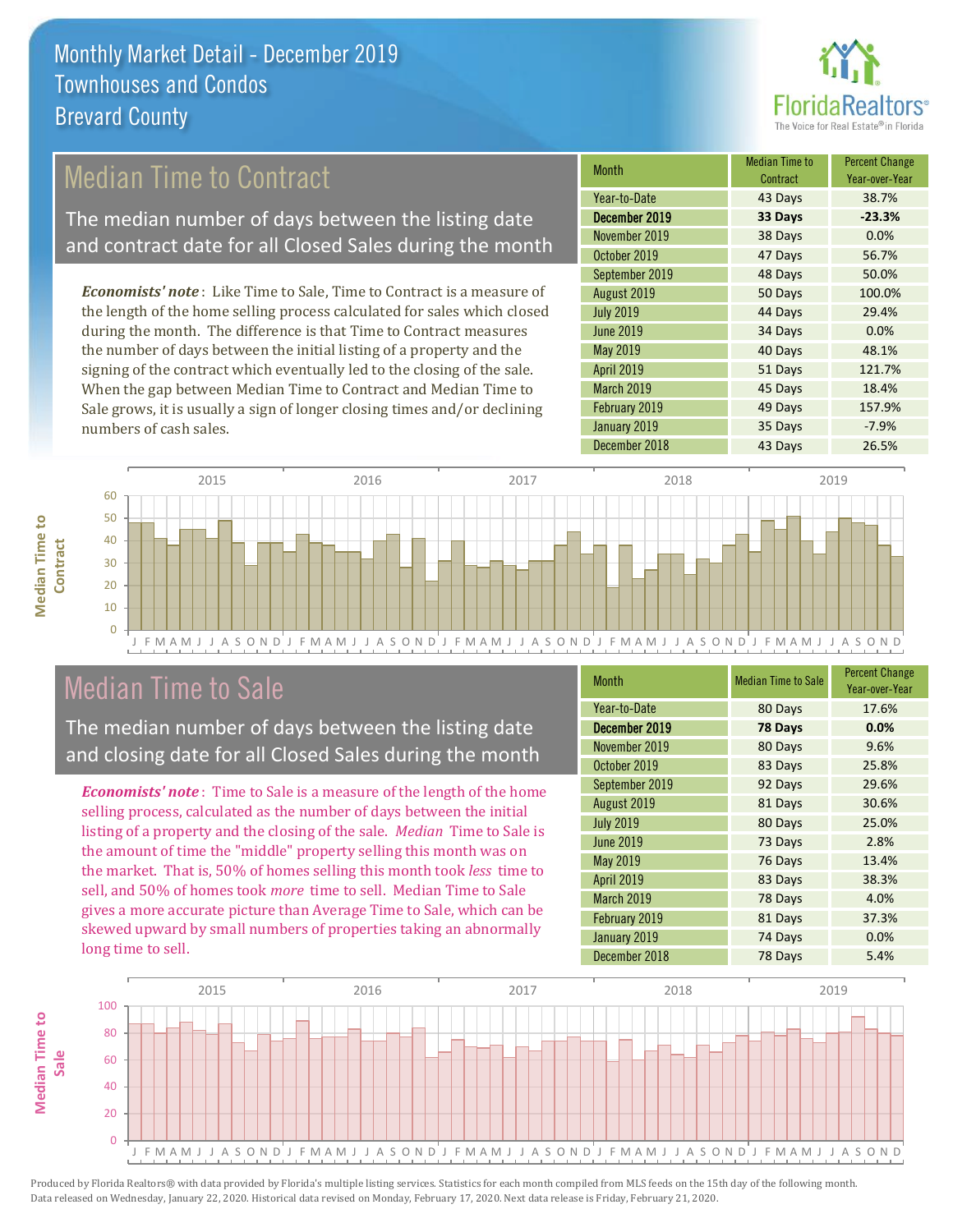# Monthly Market Detail - December 2019
## Townhouses and Condos
## Brevard County

## Median Time to Contract

The median number of days between the listing date and contract date for all Closed Sales during the month

***Economists' note***: Like Time to Sale, Time to Contract is a measure of the length of the home selling process calculated for sales which closed during the month. The difference is that Time to Contract measures the number of days between the initial listing of a property and the signing of the contract which eventually led to the closing of the sale. When the gap between Median Time to Contract and Median Time to Sale grows, it is usually a sign of longer closing times and/or declining numbers of cash sales.

| Month | Median Time to Contract | Percent Change Year-over-Year |
|---|---|---|
| Year-to-Date | 43 Days | 38.7% |
| **December 2019** | **33 Days** | **-23.3%** |
| November 2019 | 38 Days | 0.0% |
| October 2019 | 47 Days | 56.7% |
| September 2019 | 48 Days | 50.0% |
| August 2019 | 50 Days | 100.0% |
| July 2019 | 44 Days | 29.4% |
| June 2019 | 34 Days | 0.0% |
| May 2019 | 40 Days | 48.1% |
| April 2019 | 51 Days | 121.7% |
| March 2019 | 45 Days | 18.4% |
| February 2019 | 49 Days | 157.9% |
| January 2019 | 35 Days | -7.9% |
| December 2018 | 43 Days | 26.5% |

## Median Time to Sale

The median number of days between the listing date and closing date for all Closed Sales during the month

***Economists' note***: Time to Sale is a measure of the length of the home selling process, calculated as the number of days between the initial listing of a property and the closing of the sale. *Median* Time to Sale is the amount of time the "middle" property selling this month was on the market. That is, 50% of homes selling this month took *less* time to sell, and 50% of homes took *more* time to sell. Median Time to Sale gives a more accurate picture than Average Time to Sale, which can be skewed upward by small numbers of properties taking an abnormally long time to sell.

| Month | Median Time to Sale | Percent Change Year-over-Year |
|---|---|---|
| Year-to-Date | 80 Days | 17.6% |
| **December 2019** | **78 Days** | **0.0%** |
| November 2019 | 80 Days | 9.6% |
| October 2019 | 83 Days | 25.8% |
| September 2019 | 92 Days | 29.6% |
| August 2019 | 81 Days | 30.6% |
| July 2019 | 80 Days | 25.0% |
| June 2019 | 73 Days | 2.8% |
| May 2019 | 76 Days | 13.4% |
| April 2019 | 83 Days | 38.3% |
| March 2019 | 78 Days | 4.0% |
| February 2019 | 81 Days | 37.3% |
| January 2019 | 74 Days | 0.0% |
| December 2018 | 78 Days | 5.4% |

Produced by Florida Realtors® with data provided by Florida's multiple listing services. Statistics for each month compiled from MLS feeds on the 15th day of the following month. Data released on Wednesday, January 22, 2020. Historical data revised on Monday, February 17, 2020. Next data release is Friday, February 21, 2020.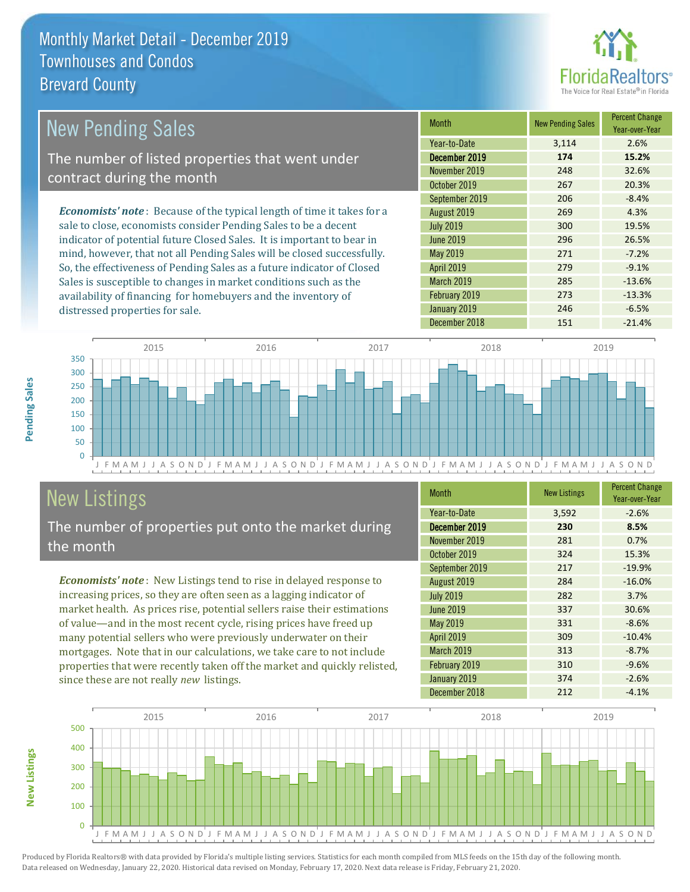# Monthly Market Detail - December 2019
## Townhouses and Condos
## Brevard County

## New Pending Sales

The number of listed properties that went under contract during the month

*Economists' note*: Because of the typical length of time it takes for a sale to close, economists consider Pending Sales to be a decent indicator of potential future Closed Sales. It is important to bear in mind, however, that not all Pending Sales will be closed successfully. So, the effectiveness of Pending Sales as a future indicator of Closed Sales is susceptible to changes in market conditions such as the availability of financing for homebuyers and the inventory of distressed properties for sale.

| Month | New Pending Sales | Percent Change Year-over-Year |
|---|---|---|
| Year-to-Date | 3,114 | 2.6% |
| **December 2019** | **174** | **15.2%** |
| November 2019 | 248 | 32.6% |
| October 2019 | 267 | 20.3% |
| September 2019 | 206 | -8.4% |
| August 2019 | 269 | 4.3% |
| July 2019 | 300 | 19.5% |
| June 2019 | 296 | 26.5% |
| May 2019 | 271 | -7.2% |
| April 2019 | 279 | -9.1% |
| March 2019 | 285 | -13.6% |
| February 2019 | 273 | -13.3% |
| January 2019 | 246 | -6.5% |
| December 2018 | 151 | -21.4% |

## New Listings

The number of properties put onto the market during the month

*Economists' note*: New Listings tend to rise in delayed response to increasing prices, so they are often seen as a lagging indicator of market health. As prices rise, potential sellers raise their estimations of value—and in the most recent cycle, rising prices have freed up many potential sellers who were previously underwater on their mortgages. Note that in our calculations, we take care to not include properties that were recently taken off the market and quickly relisted, since these are not really *new* listings.

| Month | New Listings | Percent Change Year-over-Year |
|---|---|---|
| Year-to-Date | 3,592 | -2.6% |
| **December 2019** | **230** | **8.5%** |
| November 2019 | 281 | 0.7% |
| October 2019 | 324 | 15.3% |
| September 2019 | 217 | -19.9% |
| August 2019 | 284 | -16.0% |
| July 2019 | 282 | 3.7% |
| June 2019 | 337 | 30.6% |
| May 2019 | 331 | -8.6% |
| April 2019 | 309 | -10.4% |
| March 2019 | 313 | -8.7% |
| February 2019 | 310 | -9.6% |
| January 2019 | 374 | -2.6% |
| December 2018 | 212 | -4.1% |

Produced by Florida Realtors® with data provided by Florida's multiple listing services. Statistics for each month compiled from MLS feeds on the 15th day of the following month. Data released on Wednesday, January 22, 2020. Historical data revised on Monday, February 17, 2020. Next data release is Friday, February 21, 2020.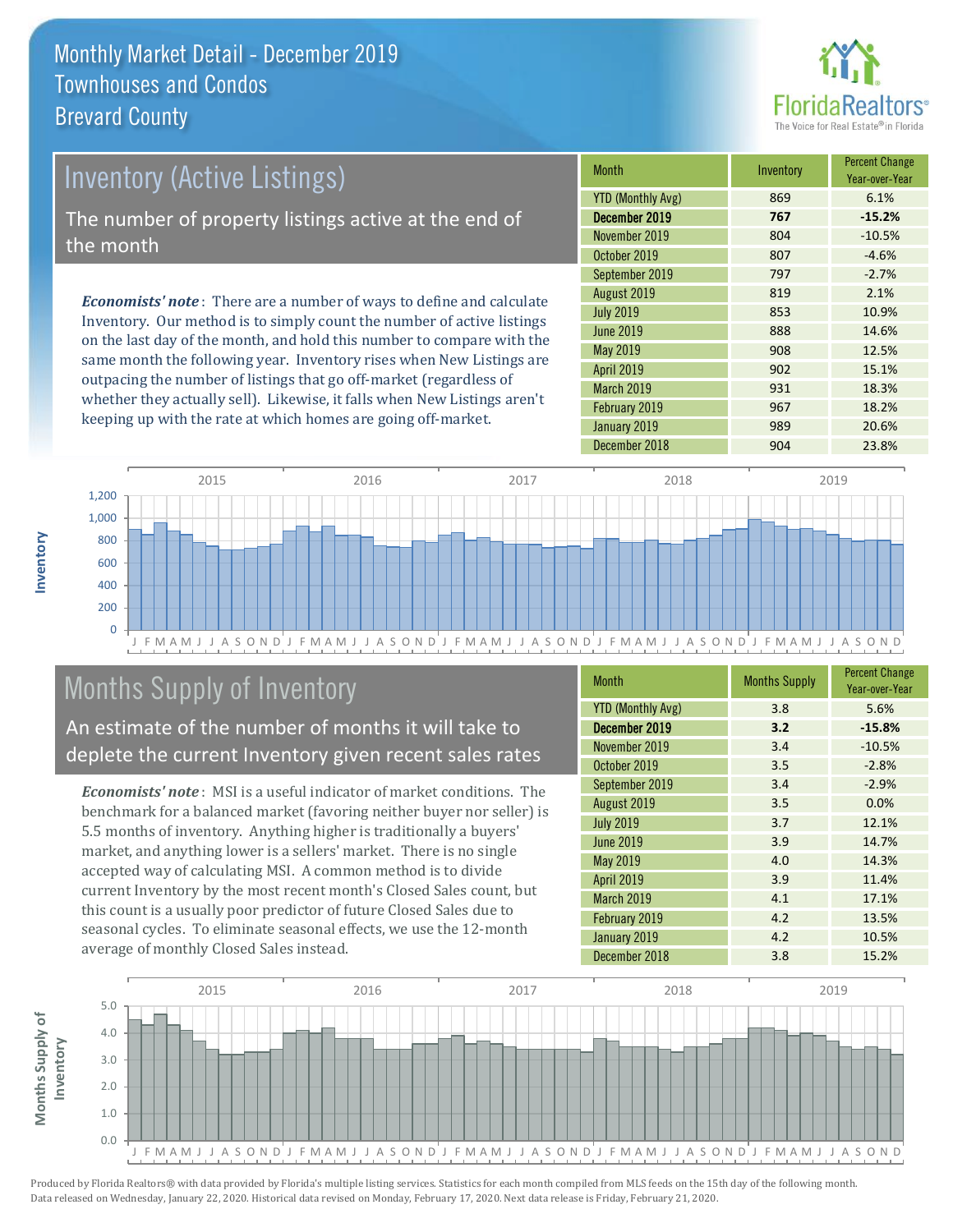# Monthly Market Detail - December 2019
## Townhouses and Condos
## Brevard County

## Inventory (Active Listings)

The number of property listings active at the end of the month

*Economists' note*: There are a number of ways to define and calculate Inventory. Our method is to simply count the number of active listings on the last day of the month, and hold this number to compare with the same month the following year. Inventory rises when New Listings are outpacing the number of listings that go off-market (regardless of whether they actually sell). Likewise, it falls when New Listings aren't keeping up with the rate at which homes are going off-market.

| Month | Inventory | Percent Change Year-over-Year |
|---|---|---|
| YTD (Monthly Avg) | 869 | 6.1% |
| **December 2019** | **767** | **-15.2%** |
| November 2019 | 804 | -10.5% |
| October 2019 | 807 | -4.6% |
| September 2019 | 797 | -2.7% |
| August 2019 | 819 | 2.1% |
| July 2019 | 853 | 10.9% |
| June 2019 | 888 | 14.6% |
| May 2019 | 908 | 12.5% |
| April 2019 | 902 | 15.1% |
| March 2019 | 931 | 18.3% |
| February 2019 | 967 | 18.2% |
| January 2019 | 989 | 20.6% |
| December 2018 | 904 | 23.8% |

## Months Supply of Inventory

An estimate of the number of months it will take to deplete the current Inventory given recent sales rates

*Economists' note*: MSI is a useful indicator of market conditions. The benchmark for a balanced market (favoring neither buyer nor seller) is 5.5 months of inventory. Anything higher is traditionally a buyers' market, and anything lower is a sellers' market. There is no single accepted way of calculating MSI. A common method is to divide current Inventory by the most recent month's Closed Sales count, but this count is a usually poor predictor of future Closed Sales due to seasonal cycles. To eliminate seasonal effects, we use the 12-month average of monthly Closed Sales instead.

| Month | Months Supply | Percent Change Year-over-Year |
|---|---|---|
| YTD (Monthly Avg) | 3.8 | 5.6% |
| **December 2019** | **3.2** | **-15.8%** |
| November 2019 | 3.4 | -10.5% |
| October 2019 | 3.5 | -2.8% |
| September 2019 | 3.4 | -2.9% |
| August 2019 | 3.5 | 0.0% |
| July 2019 | 3.7 | 12.1% |
| June 2019 | 3.9 | 14.7% |
| May 2019 | 4.0 | 14.3% |
| April 2019 | 3.9 | 11.4% |
| March 2019 | 4.1 | 17.1% |
| February 2019 | 4.2 | 13.5% |
| January 2019 | 4.2 | 10.5% |
| December 2018 | 3.8 | 15.2% |

Produced by Florida Realtors® with data provided by Florida's multiple listing services. Statistics for each month compiled from MLS feeds on the 15th day of the following month. Data released on Wednesday, January 22, 2020. Historical data revised on Monday, February 17, 2020. Next data release is Friday, February 21, 2020.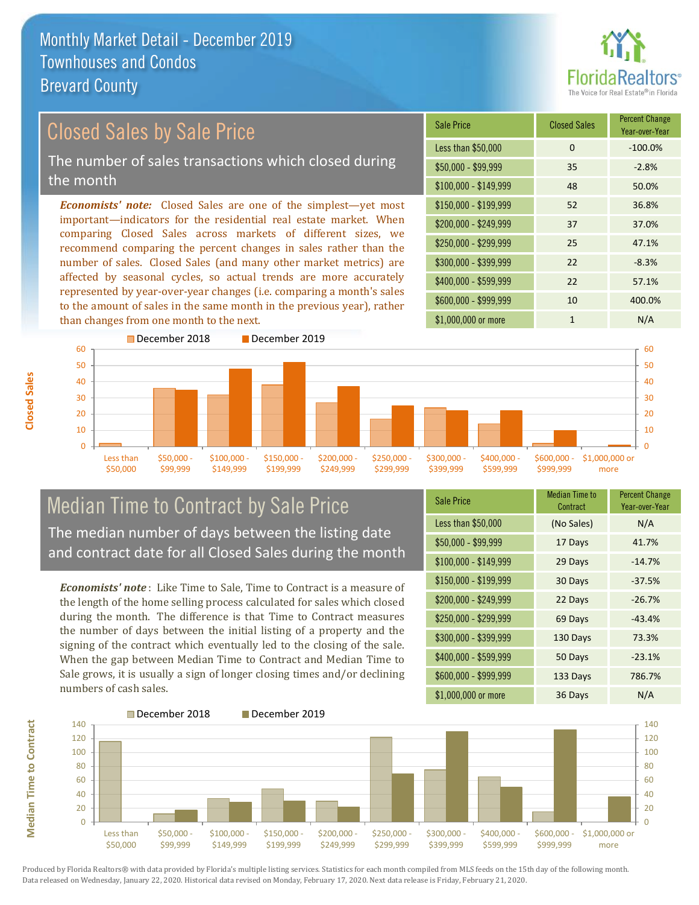# Monthly Market Detail - December 2019
## Townhouses and Condos
## Brevard County

## Closed Sales by Sale Price

The number of sales transactions which closed during the month

*Economists' note:* Closed Sales are one of the simplest—yet most important—indicators for the residential real estate market. When comparing Closed Sales across markets of different sizes, we recommend comparing the percent changes in sales rather than the number of sales. Closed Sales (and many other market metrics) are affected by seasonal cycles, so actual trends are more accurately represented by year-over-year changes (i.e. comparing a month's sales to the amount of sales in the same month in the previous year), rather than changes from one month to the next.

| Sale Price | Closed Sales | Percent Change Year-over-Year |
|---|---|---|
| Less than $50,000 | 0 | -100.0% |
| $50,000 - $99,999 | 35 | -2.8% |
| $100,000 - $149,999 | 48 | 50.0% |
| $150,000 - $199,999 | 52 | 36.8% |
| $200,000 - $249,999 | 37 | 37.0% |
| $250,000 - $299,999 | 25 | 47.1% |
| $300,000 - $399,999 | 22 | -8.3% |
| $400,000 - $599,999 | 22 | 57.1% |
| $600,000 - $999,999 | 10 | 400.0% |
| $1,000,000 or more | 1 | N/A |

## Median Time to Contract by Sale Price

The median number of days between the listing date and contract date for all Closed Sales during the month

*Economists' note*: Like Time to Sale, Time to Contract is a measure of the length of the home selling process calculated for sales which closed during the month. The difference is that Time to Contract measures the number of days between the initial listing of a property and the signing of the contract which eventually led to the closing of the sale. When the gap between Median Time to Contract and Median Time to Sale grows, it is usually a sign of longer closing times and/or declining numbers of cash sales.

| Sale Price | Median Time to Contract | Percent Change Year-over-Year |
|---|---|---|
| Less than $50,000 | (No Sales) | N/A |
| $50,000 - $99,999 | 17 Days | 41.7% |
| $100,000 - $149,999 | 29 Days | -14.7% |
| $150,000 - $199,999 | 30 Days | -37.5% |
| $200,000 - $249,999 | 22 Days | -26.7% |
| $250,000 - $299,999 | 69 Days | -43.4% |
| $300,000 - $399,999 | 130 Days | 73.3% |
| $400,000 - $599,999 | 50 Days | -23.1% |
| $600,000 - $999,999 | 133 Days | 786.7% |
| $1,000,000 or more | 36 Days | N/A |

Produced by Florida Realtors® with data provided by Florida's multiple listing services. Statistics for each month compiled from MLS feeds on the 15th day of the following month. Data released on Wednesday, January 22, 2020. Historical data revised on Monday, February 17, 2020. Next data release is Friday, February 21, 2020.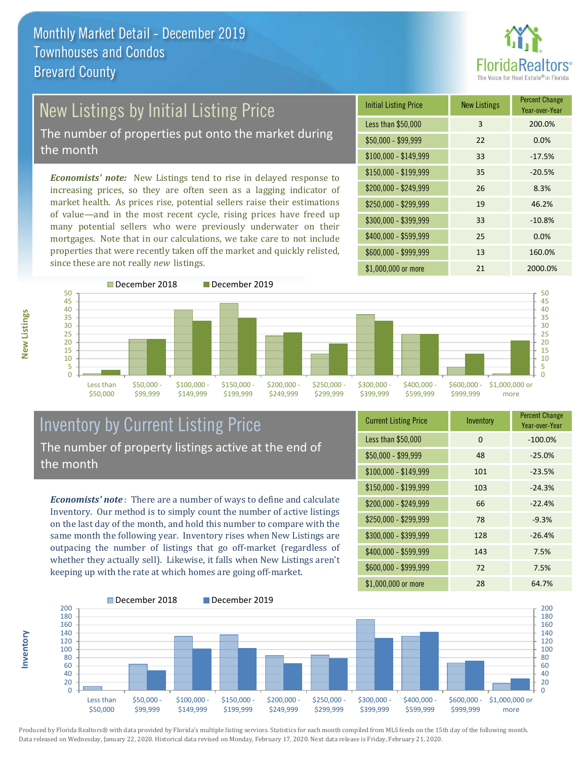# Monthly Market Detail - December 2019
## Townhouses and Condos
## Brevard County

## New Listings by Initial Listing Price

The number of properties put onto the market during the month

*Economists' note:* New Listings tend to rise in delayed response to increasing prices, so they are often seen as a lagging indicator of market health. As prices rise, potential sellers raise their estimations of value—and in the most recent cycle, rising prices have freed up many potential sellers who were previously underwater on their mortgages. Note that in our calculations, we take care to not include properties that were recently taken off the market and quickly relisted, since these are not really *new* listings.

| Initial Listing Price | New Listings | Percent Change Year-over-Year |
|---|---|---|
| Less than $50,000 | 3 | 200.0% |
| $50,000 - $99,999 | 22 | 0.0% |
| $100,000 - $149,999 | 33 | -17.5% |
| $150,000 - $199,999 | 35 | -20.5% |
| $200,000 - $249,999 | 26 | 8.3% |
| $250,000 - $299,999 | 19 | 46.2% |
| $300,000 - $399,999 | 33 | -10.8% |
| $400,000 - $599,999 | 25 | 0.0% |
| $600,000 - $999,999 | 13 | 160.0% |
| $1,000,000 or more | 21 | 2000.0% |

## Inventory by Current Listing Price

The number of property listings active at the end of the month

*Economists' note*: There are a number of ways to define and calculate Inventory. Our method is to simply count the number of active listings on the last day of the month, and hold this number to compare with the same month the following year. Inventory rises when New Listings are outpacing the number of listings that go off-market (regardless of whether they actually sell). Likewise, it falls when New Listings aren't keeping up with the rate at which homes are going off-market.

| Current Listing Price | Inventory | Percent Change Year-over-Year |
|---|---|---|
| Less than $50,000 | 0 | -100.0% |
| $50,000 - $99,999 | 48 | -25.0% |
| $100,000 - $149,999 | 101 | -23.5% |
| $150,000 - $199,999 | 103 | -24.3% |
| $200,000 - $249,999 | 66 | -22.4% |
| $250,000 - $299,999 | 78 | -9.3% |
| $300,000 - $399,999 | 128 | -26.4% |
| $400,000 - $599,999 | 143 | 7.5% |
| $600,000 - $999,999 | 72 | 7.5% |
| $1,000,000 or more | 28 | 64.7% |

Produced by Florida Realtors® with data provided by Florida's multiple listing services. Statistics for each month compiled from MLS feeds on the 15th day of the following month. Data released on Wednesday, January 22, 2020. Historical data revised on Monday, February 17, 2020. Next data release is Friday, February 21, 2020.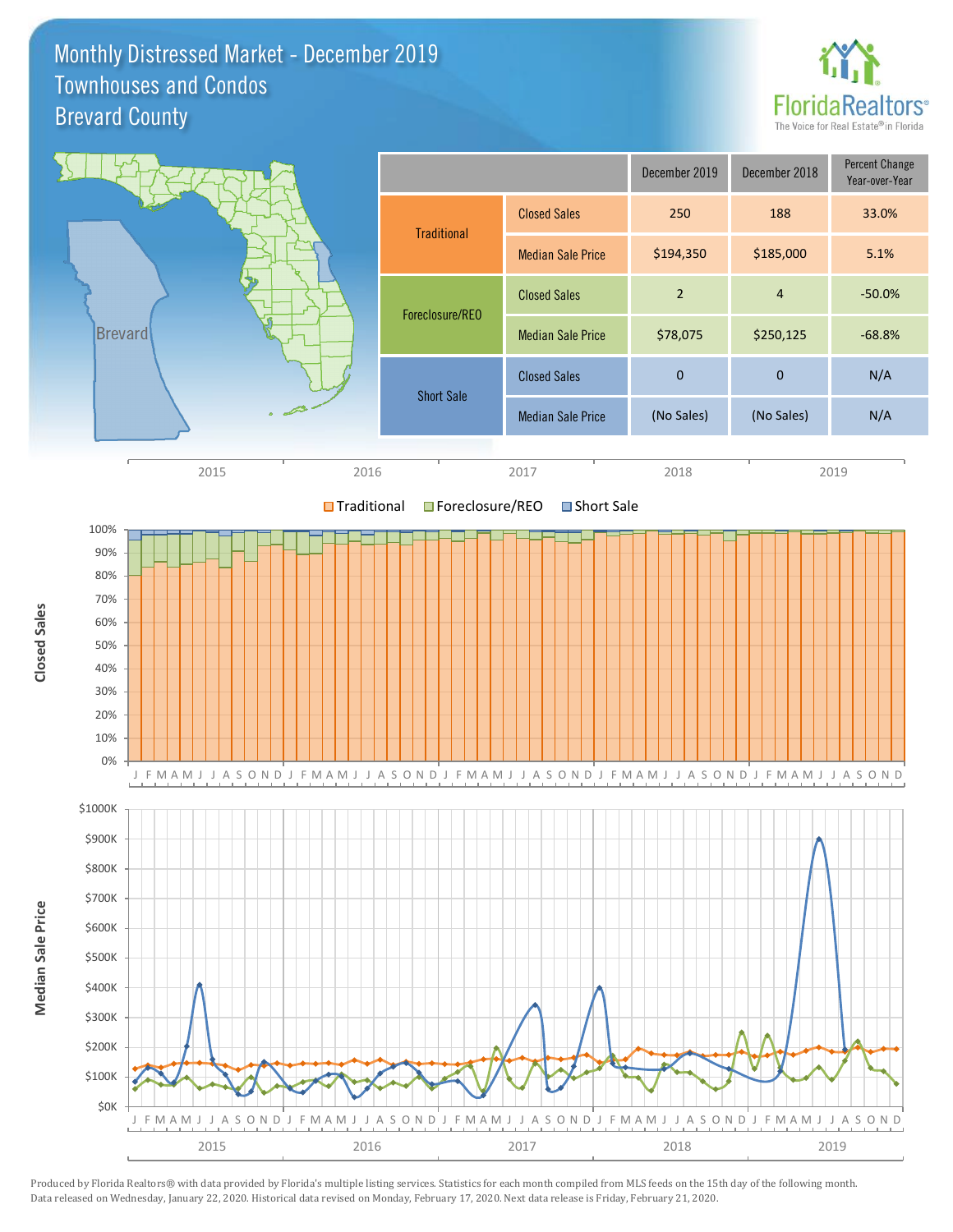# Monthly Distressed Market - December 2019
## Townhouses and Condos
## Brevard County

FloridaRealtors® The Voice for Real Estate® in Florida

Brevard

| | | December 2019 | December 2018 | Percent Change Year-over-Year |
|---|---|---|---|---|
| Traditional | Closed Sales | 250 | 188 | 33.0% |
| | Median Sale Price | $194,350 | $185,000 | 5.1% |
| Foreclosure/REO | Closed Sales | 2 | 4 | -50.0% |
| | Median Sale Price | $78,075 | $250,125 | -68.8% |
| Short Sale | Closed Sales | 0 | 0 | N/A |
| | Median Sale Price | (No Sales) | (No Sales) | N/A |

2015 2016 2017 2018 2019

Traditional Foreclosure/REO Short Sale

Closed Sales

100% 90% 80% 70% 60% 50% 40% 30% 20% 10% 0%

J F M A M J J A S O N D J F M A M J J A S O N D J F M A M J J A S O N D J F M A M J J A S O N D J F M A M J J A S O N D

Median Sale Price

$1000K $900K $800K $700K $600K $500K $400K $300K $200K $100K $0K

J F M A M J J A S O N D J F M A M J J A S O N D J F M A M J J A S O N D J F M A M J J A S O N D J F M A M J J A S O N D

2015 2016 2017 2018 2019

Produced by Florida Realtors® with data provided by Florida's multiple listing services. Statistics for each month compiled from MLS feeds on the 15th day of the following month.
Data released on Wednesday, January 22, 2020. Historical data revised on Monday, February 17, 2020. Next data release is Friday, February 21, 2020.